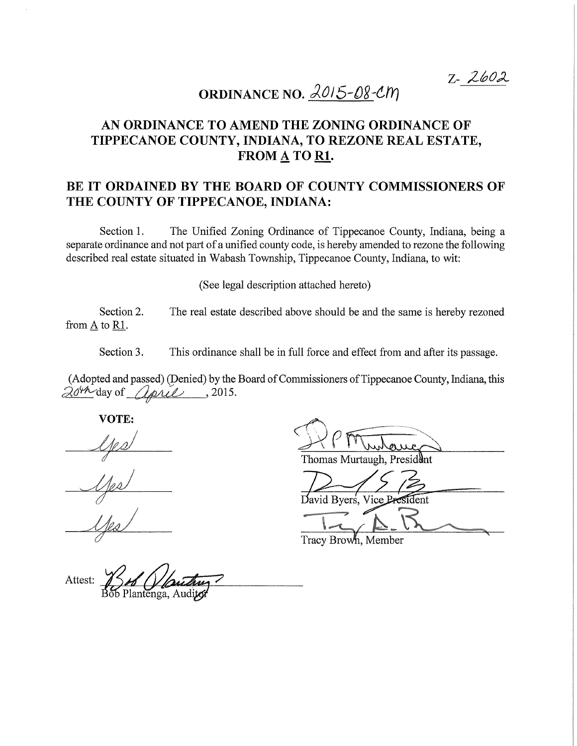Z- 2602

# ORDINANCE NO. 2015-08-CM

## AN ORDINANCE TO AMEND THE ZONING ORDINANCE OF TIPPECANOE COUNTY, INDIANA, TO REZONE REAL ESTATE, FROM A TO R1.

## BE IT ORDAINED BY THE BOARD OF COUNTY COMMISSIONERS OF THE COUNTY OF TIPPECANOE, INDIANA:

Section 1. The Unified Zoning Ordinance of Tippecanoe County, Indiana, being a separate ordinance and not part of a unified county code, is hereby amended to rezone the following described real estate situated in Wabash Township, Tippecanoe County, Indiana, to wit:

(See legal description attached hereto)

Section 2. The real estate described above should be and the same is hereby rezoned from A to R1.

Section 3. This ordinance shall be in full force and effect from and after its passage.

(Adopted and passed) (Denied) by the Board of Commissioners of Tippecanoe County, Indiana, this 20th day of April, 2015.

**VOTE:**

| | |
|---|---|
| Yes | Thomas Murtaugh, President |
| Yes | David Byers, Vice President |
| Yes | Tracy Brown, Member |

Attest: Bob Plantenga, Auditor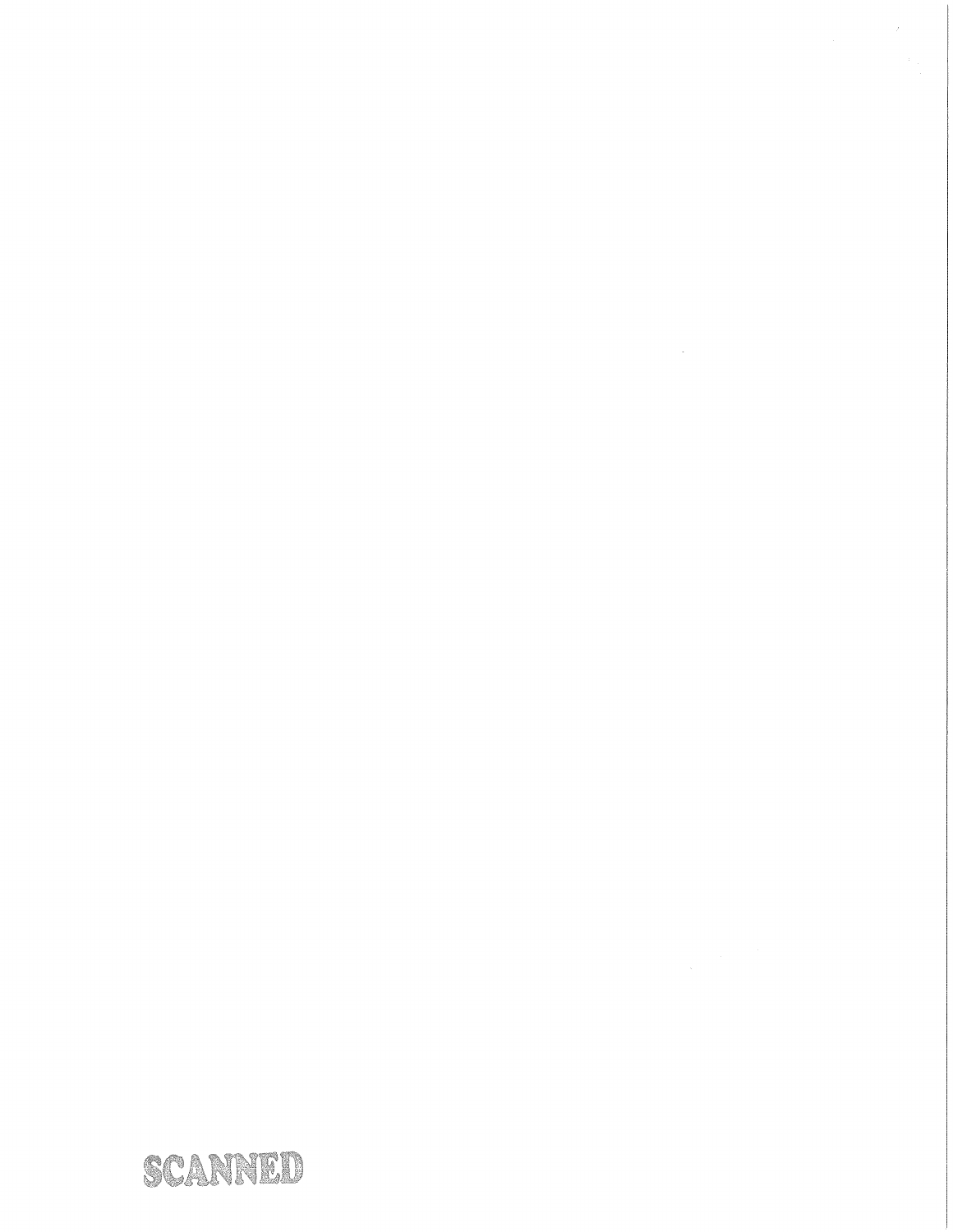SCANNED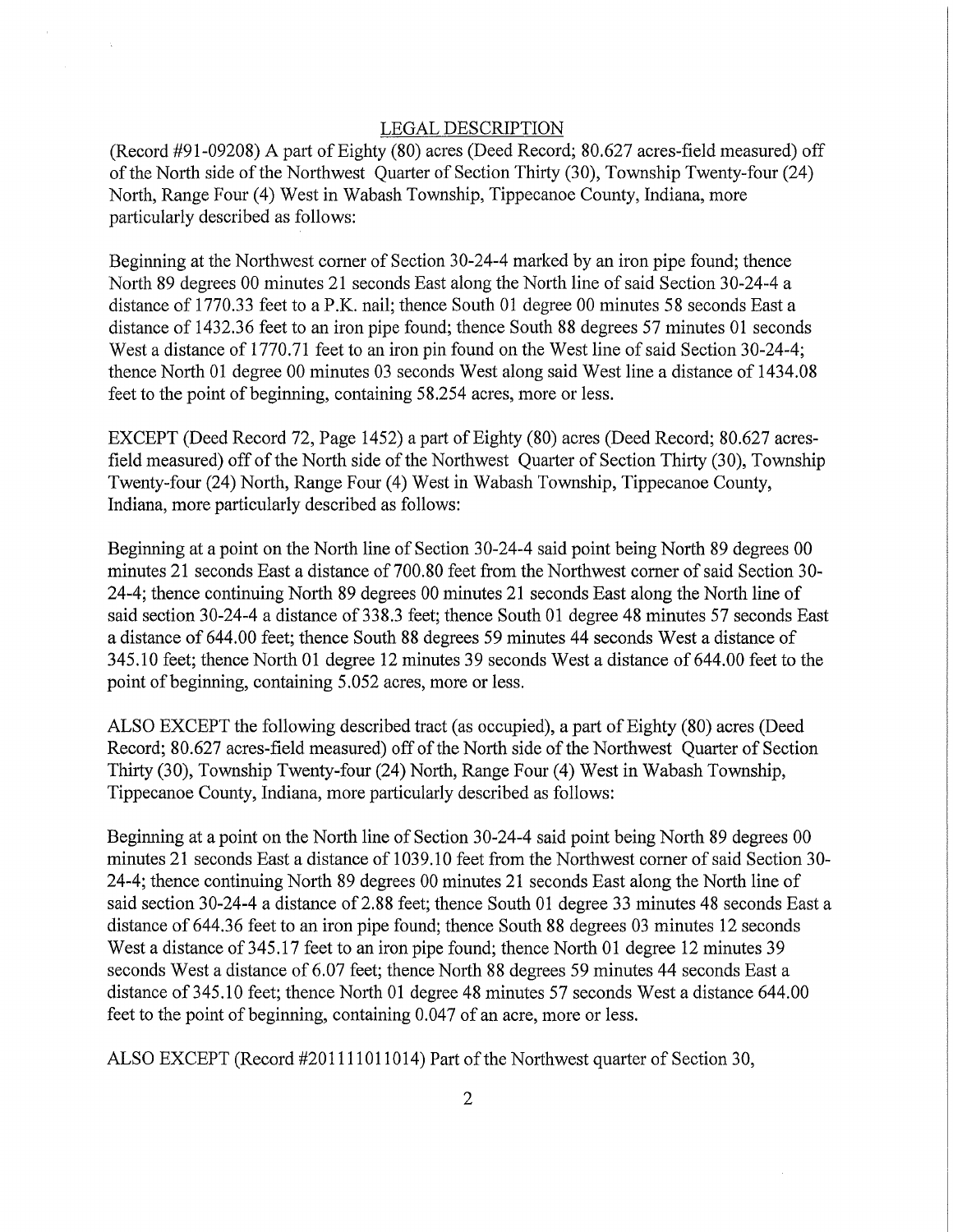## LEGAL DESCRIPTION

(Record #91-09208) A part of Eighty (80) acres (Deed Record; 80.627 acres-field measured) off of the North side of the Northwest Quarter of Section Thirty (30), Township Twenty-four (24) North, Range Four (4) West in Wabash Township, Tippecanoe County, Indiana, more particularly described as follows:

Beginning at the Northwest corner of Section 30-24-4 marked by an iron pipe found; thence North 89 degrees 00 minutes 21 seconds East along the North line of said Section 30-24-4 a distance of 1770.33 feet to a P.K. nail; thence South 01 degree 00 minutes 58 seconds East a distance of 1432.36 feet to an iron pipe found; thence South 88 degrees 57 minutes 01 seconds West a distance of 1770.71 feet to an iron pin found on the West line of said Section 30-24-4; thence North 01 degree 00 minutes 03 seconds West along said West line a distance of 1434.08 feet to the point of beginning, containing 58.254 acres, more or less.

EXCEPT (Deed Record 72, Page 1452) a part of Eighty (80) acres (Deed Record; 80.627 acres-field measured) off of the North side of the Northwest Quarter of Section Thirty (30), Township Twenty-four (24) North, Range Four (4) West in Wabash Township, Tippecanoe County, Indiana, more particularly described as follows:

Beginning at a point on the North line of Section 30-24-4 said point being North 89 degrees 00 minutes 21 seconds East a distance of 700.80 feet from the Northwest corner of said Section 30-24-4; thence continuing North 89 degrees 00 minutes 21 seconds East along the North line of said section 30-24-4 a distance of 338.3 feet; thence South 01 degree 48 minutes 57 seconds East a distance of 644.00 feet; thence South 88 degrees 59 minutes 44 seconds West a distance of 345.10 feet; thence North 01 degree 12 minutes 39 seconds West a distance of 644.00 feet to the point of beginning, containing 5.052 acres, more or less.

ALSO EXCEPT the following described tract (as occupied), a part of Eighty (80) acres (Deed Record; 80.627 acres-field measured) off of the North side of the Northwest Quarter of Section Thirty (30), Township Twenty-four (24) North, Range Four (4) West in Wabash Township, Tippecanoe County, Indiana, more particularly described as follows:

Beginning at a point on the North line of Section 30-24-4 said point being North 89 degrees 00 minutes 21 seconds East a distance of 1039.10 feet from the Northwest corner of said Section 30-24-4; thence continuing North 89 degrees 00 minutes 21 seconds East along the North line of said section 30-24-4 a distance of 2.88 feet; thence South 01 degree 33 minutes 48 seconds East a distance of 644.36 feet to an iron pipe found; thence South 88 degrees 03 minutes 12 seconds West a distance of 345.17 feet to an iron pipe found; thence North 01 degree 12 minutes 39 seconds West a distance of 6.07 feet; thence North 88 degrees 59 minutes 44 seconds East a distance of 345.10 feet; thence North 01 degree 48 minutes 57 seconds West a distance 644.00 feet to the point of beginning, containing 0.047 of an acre, more or less.

ALSO EXCEPT (Record #201111011014) Part of the Northwest quarter of Section 30,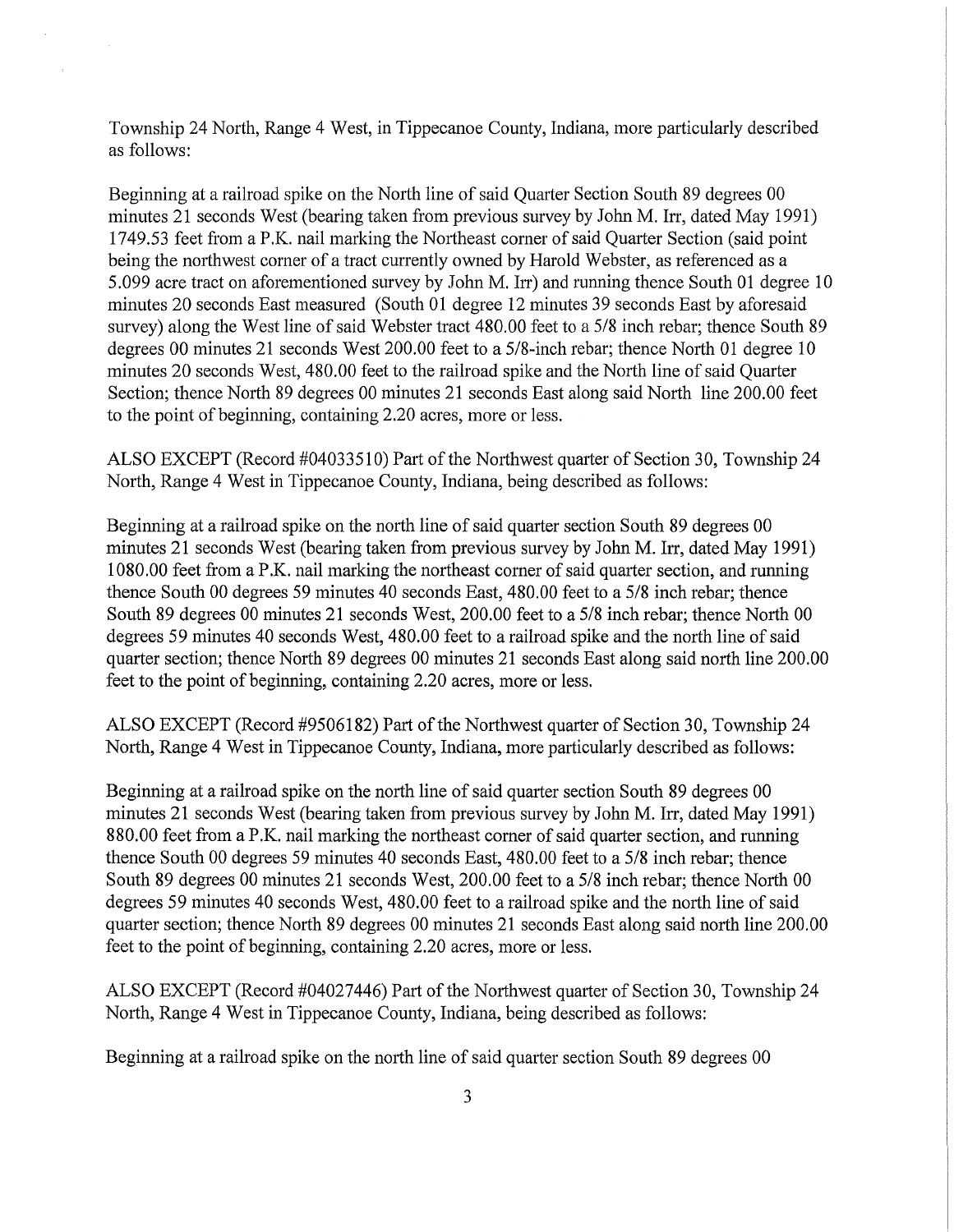Township 24 North, Range 4 West, in Tippecanoe County, Indiana, more particularly described as follows:

Beginning at a railroad spike on the North line of said Quarter Section South 89 degrees 00 minutes 21 seconds West (bearing taken from previous survey by John M. Irr, dated May 1991) 1749.53 feet from a P.K. nail marking the Northeast corner of said Quarter Section (said point being the northwest corner of a tract currently owned by Harold Webster, as referenced as a 5.099 acre tract on aforementioned survey by John M. Irr) and running thence South 01 degree 10 minutes 20 seconds East measured (South 01 degree 12 minutes 39 seconds East by aforesaid survey) along the West line of said Webster tract 480.00 feet to a 5/8 inch rebar; thence South 89 degrees 00 minutes 21 seconds West 200.00 feet to a 5/8-inch rebar; thence North 01 degree 10 minutes 20 seconds West, 480.00 feet to the railroad spike and the North line of said Quarter Section; thence North 89 degrees 00 minutes 21 seconds East along said North line 200.00 feet to the point of beginning, containing 2.20 acres, more or less.

ALSO EXCEPT (Record #04033510) Part of the Northwest quarter of Section 30, Township 24 North, Range 4 West in Tippecanoe County, Indiana, being described as follows:

Beginning at a railroad spike on the north line of said quarter section South 89 degrees 00 minutes 21 seconds West (bearing taken from previous survey by John M. Irr, dated May 1991) 1080.00 feet from a P.K. nail marking the northeast corner of said quarter section, and running thence South 00 degrees 59 minutes 40 seconds East, 480.00 feet to a 5/8 inch rebar; thence South 89 degrees 00 minutes 21 seconds West, 200.00 feet to a 5/8 inch rebar; thence North 00 degrees 59 minutes 40 seconds West, 480.00 feet to a railroad spike and the north line of said quarter section; thence North 89 degrees 00 minutes 21 seconds East along said north line 200.00 feet to the point of beginning, containing 2.20 acres, more or less.

ALSO EXCEPT (Record #9506182) Part of the Northwest quarter of Section 30, Township 24 North, Range 4 West in Tippecanoe County, Indiana, more particularly described as follows:

Beginning at a railroad spike on the north line of said quarter section South 89 degrees 00 minutes 21 seconds West (bearing taken from previous survey by John M. Irr, dated May 1991) 880.00 feet from a P.K. nail marking the northeast corner of said quarter section, and running thence South 00 degrees 59 minutes 40 seconds East, 480.00 feet to a 5/8 inch rebar; thence South 89 degrees 00 minutes 21 seconds West, 200.00 feet to a 5/8 inch rebar; thence North 00 degrees 59 minutes 40 seconds West, 480.00 feet to a railroad spike and the north line of said quarter section; thence North 89 degrees 00 minutes 21 seconds East along said north line 200.00 feet to the point of beginning, containing 2.20 acres, more or less.

ALSO EXCEPT (Record #04027446) Part of the Northwest quarter of Section 30, Township 24 North, Range 4 West in Tippecanoe County, Indiana, being described as follows:

Beginning at a railroad spike on the north line of said quarter section South 89 degrees 00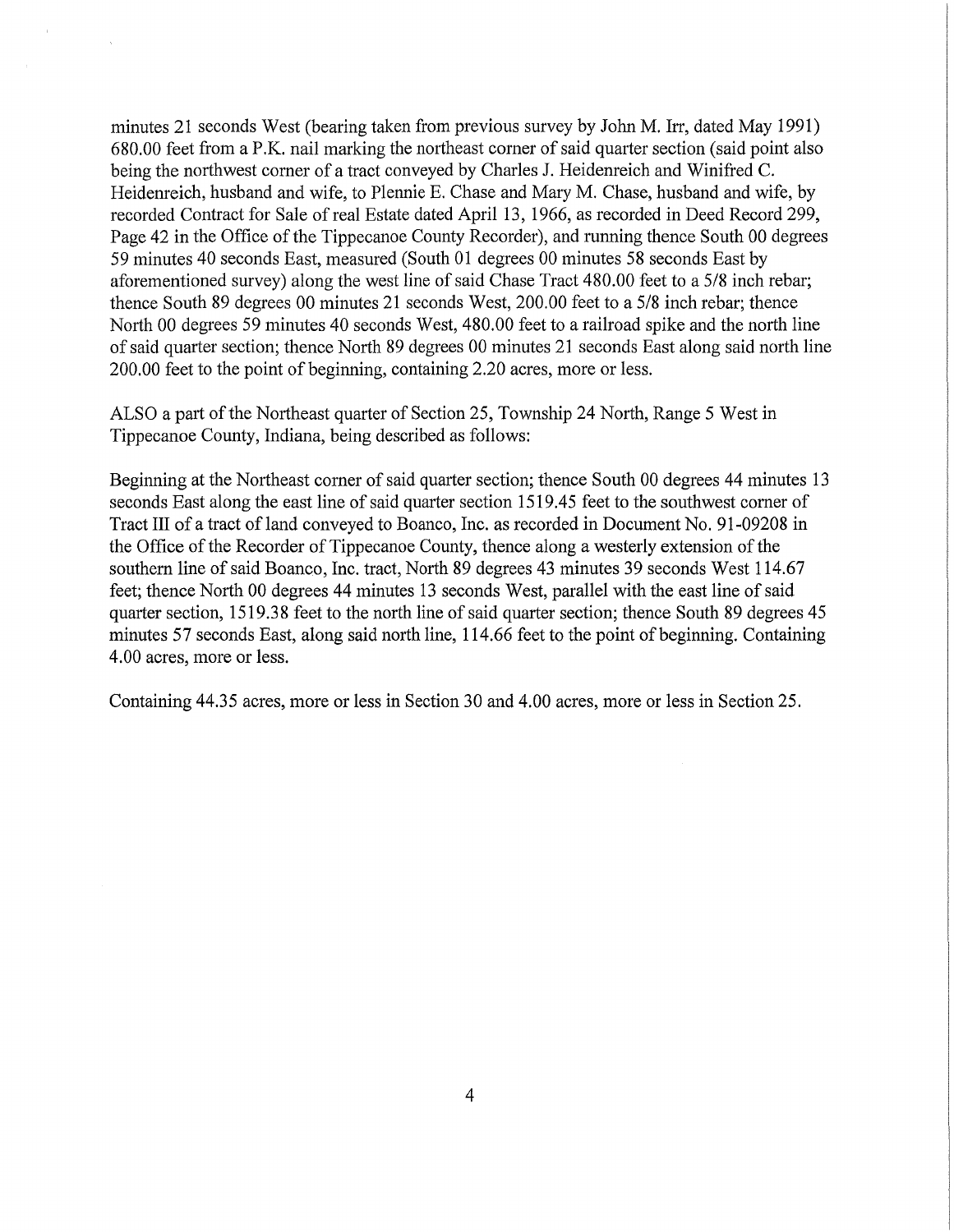minutes 21 seconds West (bearing taken from previous survey by John M. Irr, dated May 1991) 680.00 feet from a P.K. nail marking the northeast corner of said quarter section (said point also being the northwest corner of a tract conveyed by Charles J. Heidenreich and Winifred C. Heidenreich, husband and wife, to Plennie E. Chase and Mary M. Chase, husband and wife, by recorded Contract for Sale of real Estate dated April 13, 1966, as recorded in Deed Record 299, Page 42 in the Office of the Tippecanoe County Recorder), and running thence South 00 degrees 59 minutes 40 seconds East, measured (South 01 degrees 00 minutes 58 seconds East by aforementioned survey) along the west line of said Chase Tract 480.00 feet to a 5/8 inch rebar; thence South 89 degrees 00 minutes 21 seconds West, 200.00 feet to a 5/8 inch rebar; thence North 00 degrees 59 minutes 40 seconds West, 480.00 feet to a railroad spike and the north line of said quarter section; thence North 89 degrees 00 minutes 21 seconds East along said north line 200.00 feet to the point of beginning, containing 2.20 acres, more or less.

ALSO a part of the Northeast quarter of Section 25, Township 24 North, Range 5 West in Tippecanoe County, Indiana, being described as follows:

Beginning at the Northeast corner of said quarter section; thence South 00 degrees 44 minutes 13 seconds East along the east line of said quarter section 1519.45 feet to the southwest corner of Tract III of a tract of land conveyed to Boanco, Inc. as recorded in Document No. 91-09208 in the Office of the Recorder of Tippecanoe County, thence along a westerly extension of the southern line of said Boanco, Inc. tract, North 89 degrees 43 minutes 39 seconds West 114.67 feet; thence North 00 degrees 44 minutes 13 seconds West, parallel with the east line of said quarter section, 1519.38 feet to the north line of said quarter section; thence South 89 degrees 45 minutes 57 seconds East, along said north line, 114.66 feet to the point of beginning. Containing 4.00 acres, more or less.

Containing 44.35 acres, more or less in Section 30 and 4.00 acres, more or less in Section 25.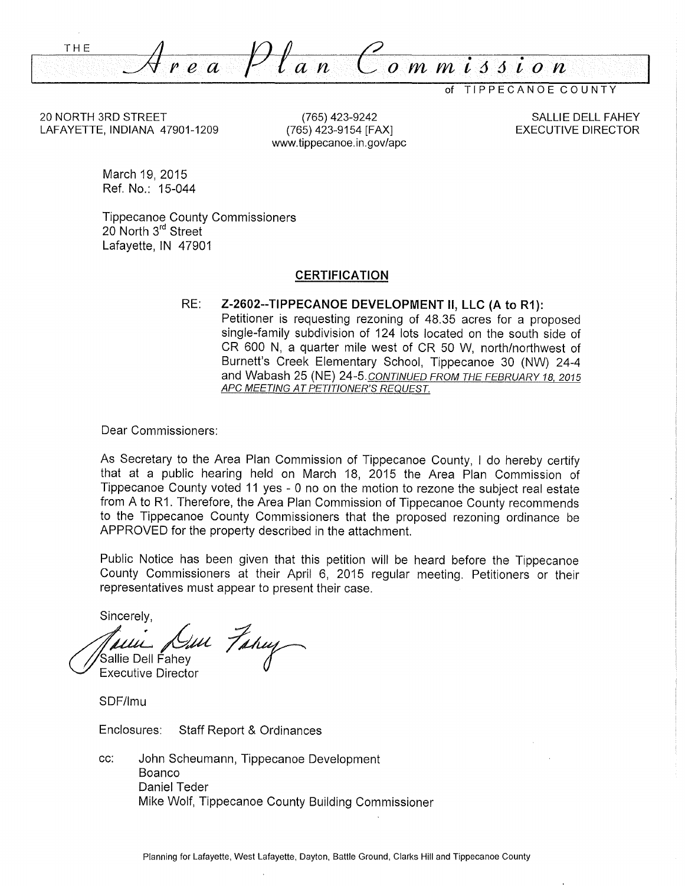THE *Area Plan Commission*

of TIPPECANOE COUNTY

20 NORTH 3RD STREET
LAFAYETTE, INDIANA 47901-1209

(765) 423-9242
(765) 423-9154 [FAX]
www.tippecanoe.in.gov/apc

SALLIE DELL FAHEY
EXECUTIVE DIRECTOR

March 19, 2015
Ref. No.: 15-044

Tippecanoe County Commissioners
20 North 3rd Street
Lafayette, IN 47901

## CERTIFICATION

RE: **Z-2602--TIPPECANOE DEVELOPMENT II, LLC (A to R1):**
Petitioner is requesting rezoning of 48.35 acres for a proposed single-family subdivision of 124 lots located on the south side of CR 600 N, a quarter mile west of CR 50 W, north/northwest of Burnett's Creek Elementary School, Tippecanoe 30 (NW) 24-4 and Wabash 25 (NE) 24-5. *CONTINUED FROM THE FEBRUARY 18, 2015 APC MEETING AT PETITIONER'S REQUEST.*

Dear Commissioners:

As Secretary to the Area Plan Commission of Tippecanoe County, I do hereby certify that at a public hearing held on March 18, 2015 the Area Plan Commission of Tippecanoe County voted 11 yes - 0 no on the motion to rezone the subject real estate from A to R1. Therefore, the Area Plan Commission of Tippecanoe County recommends to the Tippecanoe County Commissioners that the proposed rezoning ordinance be APPROVED for the property described in the attachment.

Public Notice has been given that this petition will be heard before the Tippecanoe County Commissioners at their April 6, 2015 regular meeting. Petitioners or their representatives must appear to present their case.

Sincerely,

Sallie Dell Fahey
Executive Director

SDF/lmu

Enclosures: Staff Report & Ordinances

cc: John Scheumann, Tippecanoe Development
Boanco
Daniel Teder
Mike Wolf, Tippecanoe County Building Commissioner

Planning for Lafayette, West Lafayette, Dayton, Battle Ground, Clarks Hill and Tippecanoe County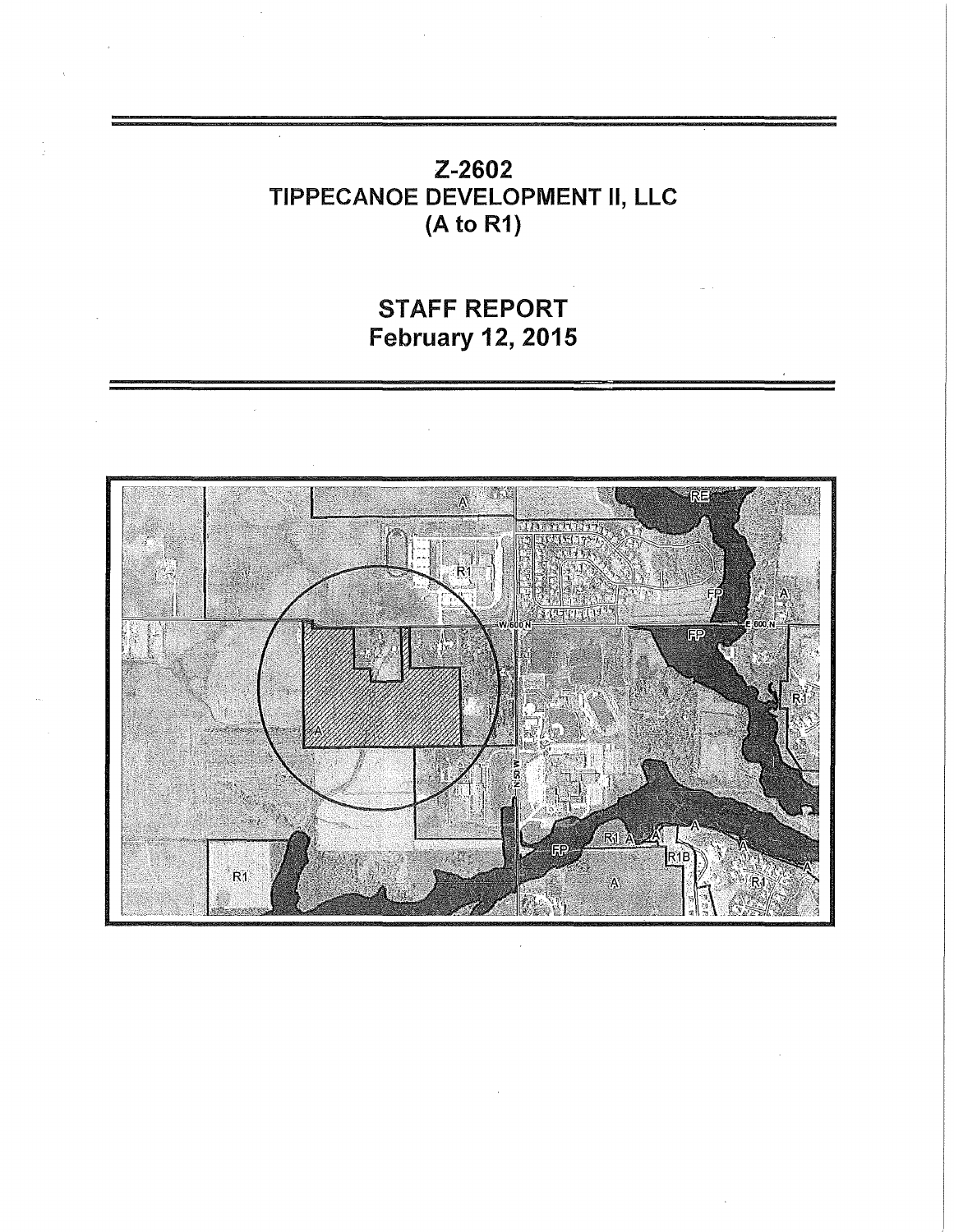# Z-2602
# TIPPECANOE DEVELOPMENT II, LLC
# (A to R1)

## STAFF REPORT
## February 12, 2015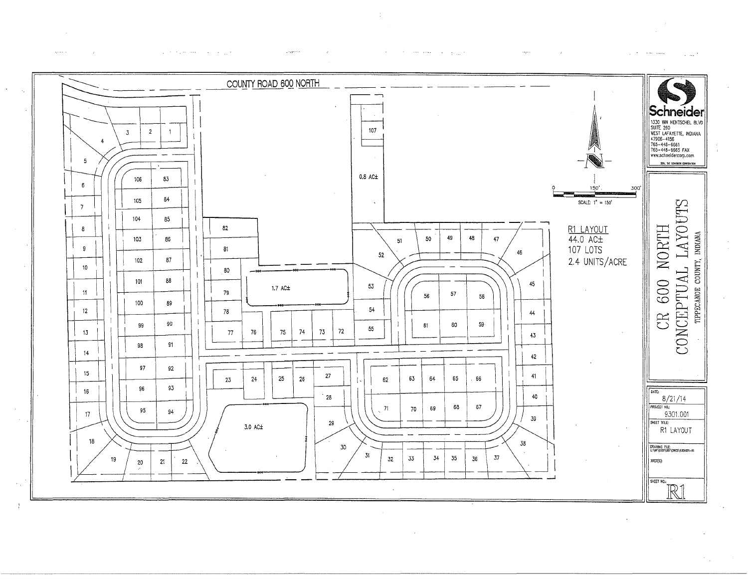COUNTY ROAD 600 NORTH

1 2 3 4 5 6 7 8 9 10 11 12 13 14 15 16 17 18 19 20 21 22 23 24 25 26 27 28 29 30 31 32 33 34 35 36 37 38 39 40 41 42 43 44 45 46 47 48 49 50 51 52 53 54 55 56 57 58 59 60 61 62 63 64 65 66 67 68 69 70 71 72 73 74 75 76 77 78 79 80 81 82 83 84 85 86 87 88 89 90 91 92 93 94 95 96 97 98 99 100 101 102 103 104 105 106 107

0.8 AC±

1.7 AC±

3.0 AC±

0 150' 300'

SCALE: 1" = 150'

R1 LAYOUT
44.0 AC±
107 LOTS
2.4 UNITS/ACRE

Schneider
1330 WIN HENTSCHEL BLVD
SUITE 260
WEST LAFAYETTE, INDIANA
47906-4156
765-448-6661
765-448-6665 FAX
www.schneidercorp.com

# CR 600 NORTH CONCEPTUAL LAYOUTS

TIPPECANOE COUNTY, INDIANA

DATE: 8/21/14

PROJECT NO.: 9301.001

SHEET TITLE: R1 LAYOUT

DRAWING FILE:

XREF(S):

SHEET NO.: R1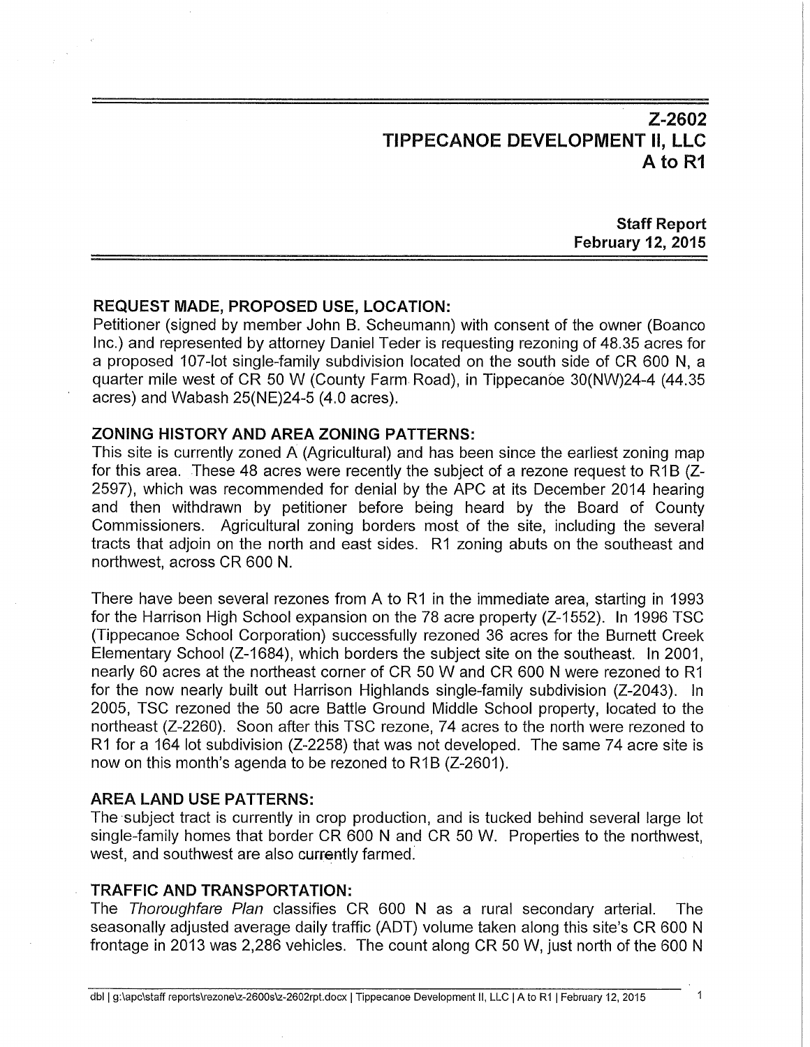# Z-2602
# TIPPECANOE DEVELOPMENT II, LLC
# A to R1

**Staff Report**
**February 12, 2015**

## REQUEST MADE, PROPOSED USE, LOCATION:

Petitioner (signed by member John B. Scheumann) with consent of the owner (Boanco Inc.) and represented by attorney Daniel Teder is requesting rezoning of 48.35 acres for a proposed 107-lot single-family subdivision located on the south side of CR 600 N, a quarter mile west of CR 50 W (County Farm Road), in Tippecanoe 30(NW)24-4 (44.35 acres) and Wabash 25(NE)24-5 (4.0 acres).

## ZONING HISTORY AND AREA ZONING PATTERNS:

This site is currently zoned A (Agricultural) and has been since the earliest zoning map for this area. These 48 acres were recently the subject of a rezone request to R1B (Z-2597), which was recommended for denial by the APC at its December 2014 hearing and then withdrawn by petitioner before being heard by the Board of County Commissioners. Agricultural zoning borders most of the site, including the several tracts that adjoin on the north and east sides. R1 zoning abuts on the southeast and northwest, across CR 600 N.

There have been several rezones from A to R1 in the immediate area, starting in 1993 for the Harrison High School expansion on the 78 acre property (Z-1552). In 1996 TSC (Tippecanoe School Corporation) successfully rezoned 36 acres for the Burnett Creek Elementary School (Z-1684), which borders the subject site on the southeast. In 2001, nearly 60 acres at the northeast corner of CR 50 W and CR 600 N were rezoned to R1 for the now nearly built out Harrison Highlands single-family subdivision (Z-2043). In 2005, TSC rezoned the 50 acre Battle Ground Middle School property, located to the northeast (Z-2260). Soon after this TSC rezone, 74 acres to the north were rezoned to R1 for a 164 lot subdivision (Z-2258) that was not developed. The same 74 acre site is now on this month's agenda to be rezoned to R1B (Z-2601).

## AREA LAND USE PATTERNS:

The subject tract is currently in crop production, and is tucked behind several large lot single-family homes that border CR 600 N and CR 50 W. Properties to the northwest, west, and southwest are also currently farmed.

## TRAFFIC AND TRANSPORTATION:

The *Thoroughfare Plan* classifies CR 600 N as a rural secondary arterial. The seasonally adjusted average daily traffic (ADT) volume taken along this site's CR 600 N frontage in 2013 was 2,286 vehicles. The count along CR 50 W, just north of the 600 N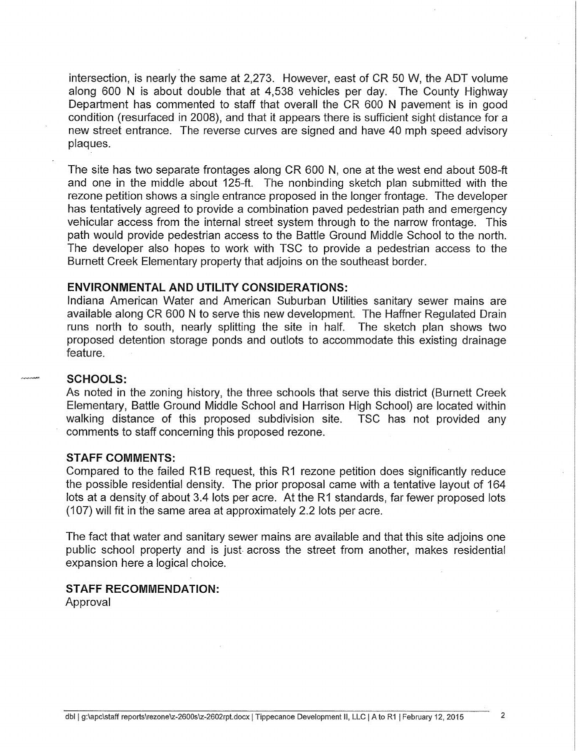intersection, is nearly the same at 2,273. However, east of CR 50 W, the ADT volume along 600 N is about double that at 4,538 vehicles per day. The County Highway Department has commented to staff that overall the CR 600 N pavement is in good condition (resurfaced in 2008), and that it appears there is sufficient sight distance for a new street entrance. The reverse curves are signed and have 40 mph speed advisory plaques.

The site has two separate frontages along CR 600 N, one at the west end about 508-ft and one in the middle about 125-ft. The nonbinding sketch plan submitted with the rezone petition shows a single entrance proposed in the longer frontage. The developer has tentatively agreed to provide a combination paved pedestrian path and emergency vehicular access from the internal street system through to the narrow frontage. This path would provide pedestrian access to the Battle Ground Middle School to the north. The developer also hopes to work with TSC to provide a pedestrian access to the Burnett Creek Elementary property that adjoins on the southeast border.

### ENVIRONMENTAL AND UTILITY CONSIDERATIONS:

Indiana American Water and American Suburban Utilities sanitary sewer mains are available along CR 600 N to serve this new development. The Haffner Regulated Drain runs north to south, nearly splitting the site in half. The sketch plan shows two proposed detention storage ponds and outlots to accommodate this existing drainage feature.

### SCHOOLS:

As noted in the zoning history, the three schools that serve this district (Burnett Creek Elementary, Battle Ground Middle School and Harrison High School) are located within walking distance of this proposed subdivision site. TSC has not provided any comments to staff concerning this proposed rezone.

### STAFF COMMENTS:

Compared to the failed R1B request, this R1 rezone petition does significantly reduce the possible residential density. The prior proposal came with a tentative layout of 164 lots at a density of about 3.4 lots per acre. At the R1 standards, far fewer proposed lots (107) will fit in the same area at approximately 2.2 lots per acre.

The fact that water and sanitary sewer mains are available and that this site adjoins one public school property and is just across the street from another, makes residential expansion here a logical choice.

### STAFF RECOMMENDATION:

Approval